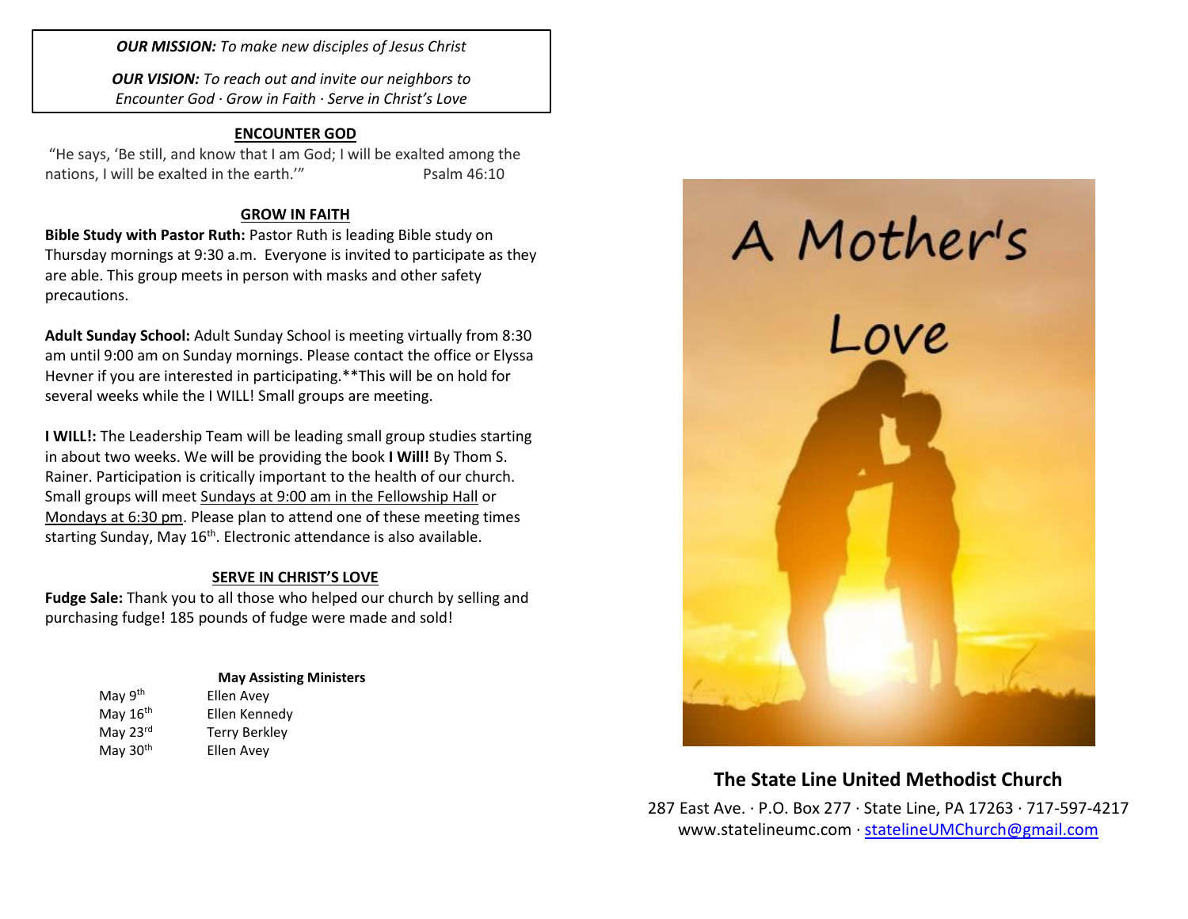***OUR MISSION:*** *To make new disciples of Jesus Christ*

***OUR VISION:*** *To reach out and invite our neighbors to Encounter God · Grow in Faith · Serve in Christ's Love*

## ENCOUNTER GOD

"He says, 'Be still, and know that I am God; I will be exalted among the nations, I will be exalted in the earth.'" Psalm 46:10

## GROW IN FAITH

**Bible Study with Pastor Ruth:** Pastor Ruth is leading Bible study on Thursday mornings at 9:30 a.m. Everyone is invited to participate as they are able. This group meets in person with masks and other safety precautions.

**Adult Sunday School:** Adult Sunday School is meeting virtually from 8:30 am until 9:00 am on Sunday mornings. Please contact the office or Elyssa Hevner if you are interested in participating.**This will be on hold for several weeks while the I WILL! Small groups are meeting.

**I WILL!:** The Leadership Team will be leading small group studies starting in about two weeks. We will be providing the book **I Will!** By Thom S. Rainer. Participation is critically important to the health of our church. Small groups will meet Sundays at 9:00 am in the Fellowship Hall or Mondays at 6:30 pm. Please plan to attend one of these meeting times starting Sunday, May 16th. Electronic attendance is also available.

## SERVE IN CHRIST'S LOVE

**Fudge Sale:** Thank you to all those who helped our church by selling and purchasing fudge! 185 pounds of fudge were made and sold!

**May Assisting Ministers**

| | |
|---|---|
| May 9th | Ellen Avey |
| May 16th | Ellen Kennedy |
| May 23rd | Terry Berkley |
| May 30th | Ellen Avey |

# A Mother's Love

**The State Line United Methodist Church**

287 East Ave. · P.O. Box 277 · State Line, PA 17263 · 717-597-4217
www.statelineumc.com · statelineUMChurch@gmail.com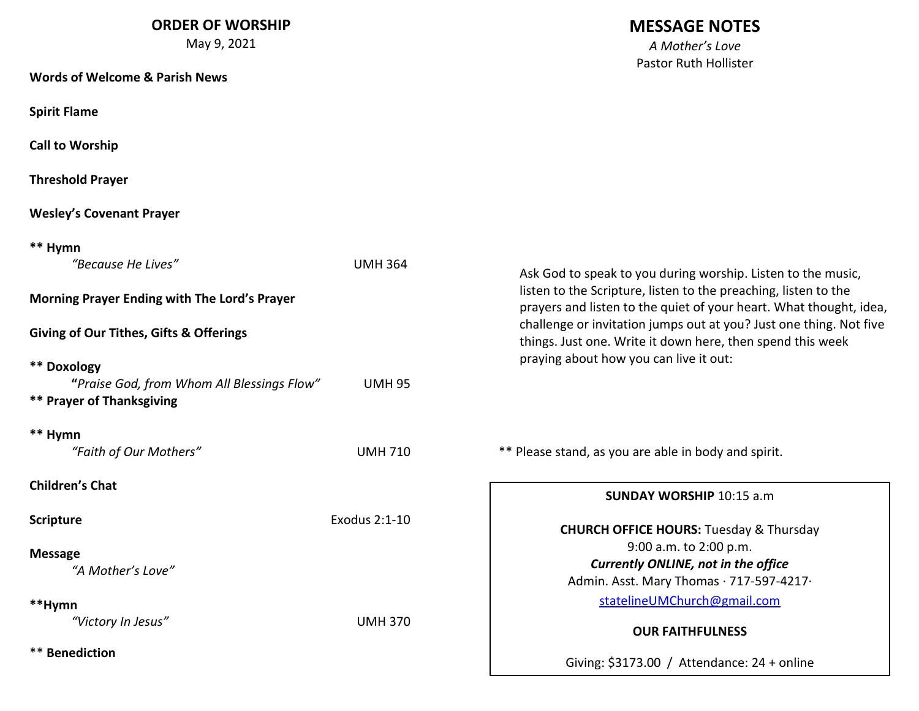## ORDER OF WORSHIP

May 9, 2021

**Words of Welcome & Parish News**

**Spirit Flame**

**Call to Worship**

**Threshold Prayer**

**Wesley's Covenant Prayer**

**\*\* Hymn**
*"Because He Lives"* UMH 364

**Morning Prayer Ending with The Lord's Prayer**

**Giving of Our Tithes, Gifts & Offerings**

**\*\* Doxology**
**"***Praise God, from Whom All Blessings Flow"* UMH 95

**\*\* Prayer of Thanksgiving**

**\*\* Hymn**
*"Faith of Our Mothers"* UMH 710

**Children's Chat**

**Scripture** Exodus 2:1-10

**Message**
*"A Mother's Love"*

**\*\*Hymn**
*"Victory In Jesus"* UMH 370

\*\* **Benediction**

## MESSAGE NOTES

*A Mother's Love*
Pastor Ruth Hollister

Ask God to speak to you during worship. Listen to the music, listen to the Scripture, listen to the preaching, listen to the prayers and listen to the quiet of your heart. What thought, idea, challenge or invitation jumps out at you? Just one thing. Not five things. Just one. Write it down here, then spend this week praying about how you can live it out:

\*\* Please stand, as you are able in body and spirit.

**SUNDAY WORSHIP** 10:15 a.m

**CHURCH OFFICE HOURS:** Tuesday & Thursday
9:00 a.m. to 2:00 p.m.
***Currently ONLINE, not in the office***
Admin. Asst. Mary Thomas · 717-597-4217·
statelineUMChurch@gmail.com

**OUR FAITHFULNESS**

Giving: $3173.00 / Attendance: 24 + online